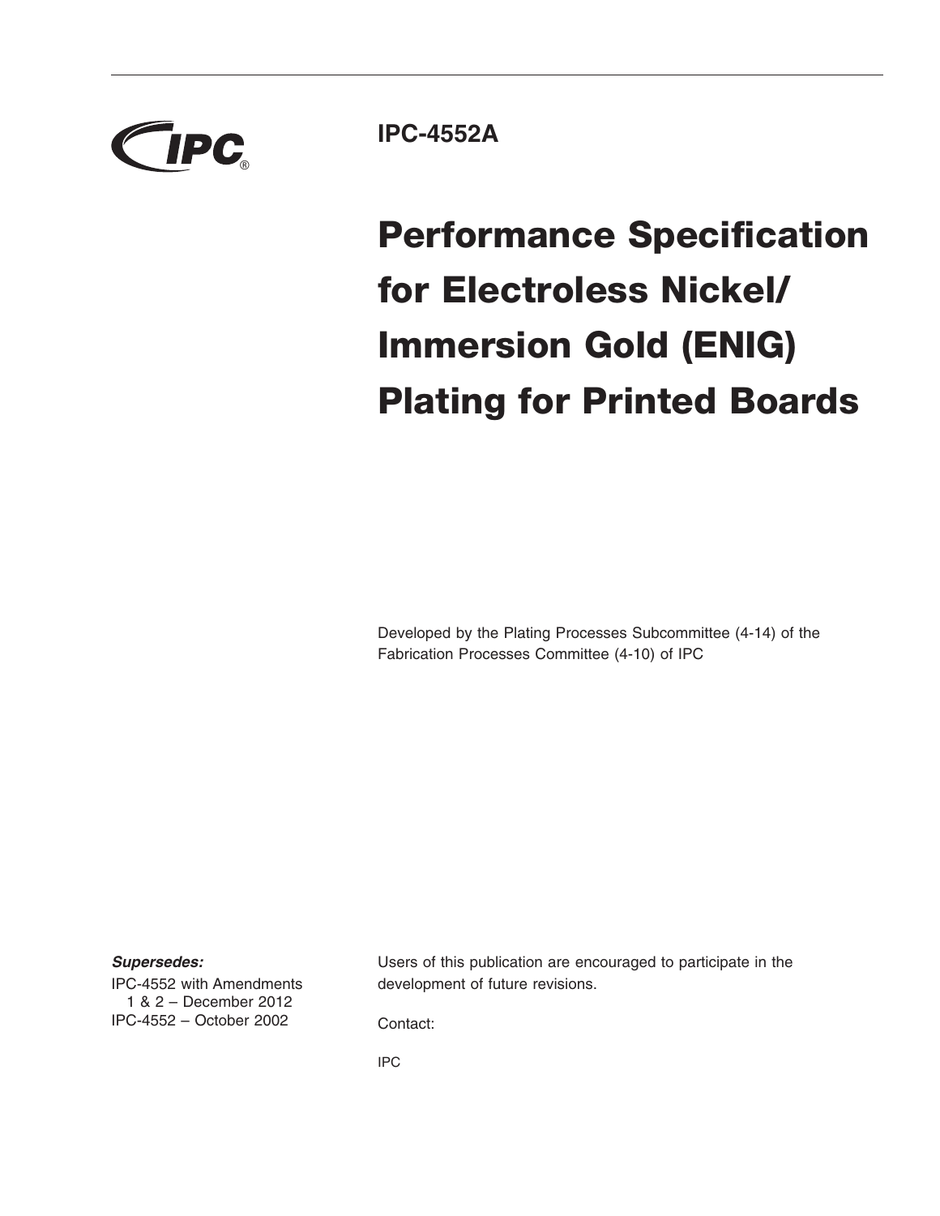IPC

**IPC-4552A**

# Performance Specification for Electroless Nickel/ Immersion Gold (ENIG) Plating for Printed Boards

Developed by the Plating Processes Subcommittee (4-14) of the Fabrication Processes Committee (4-10) of IPC

***Supersedes:***

IPC-4552 with Amendments 1 & 2 – December 2012

IPC-4552 – October 2002

Users of this publication are encouraged to participate in the development of future revisions.

Contact:

IPC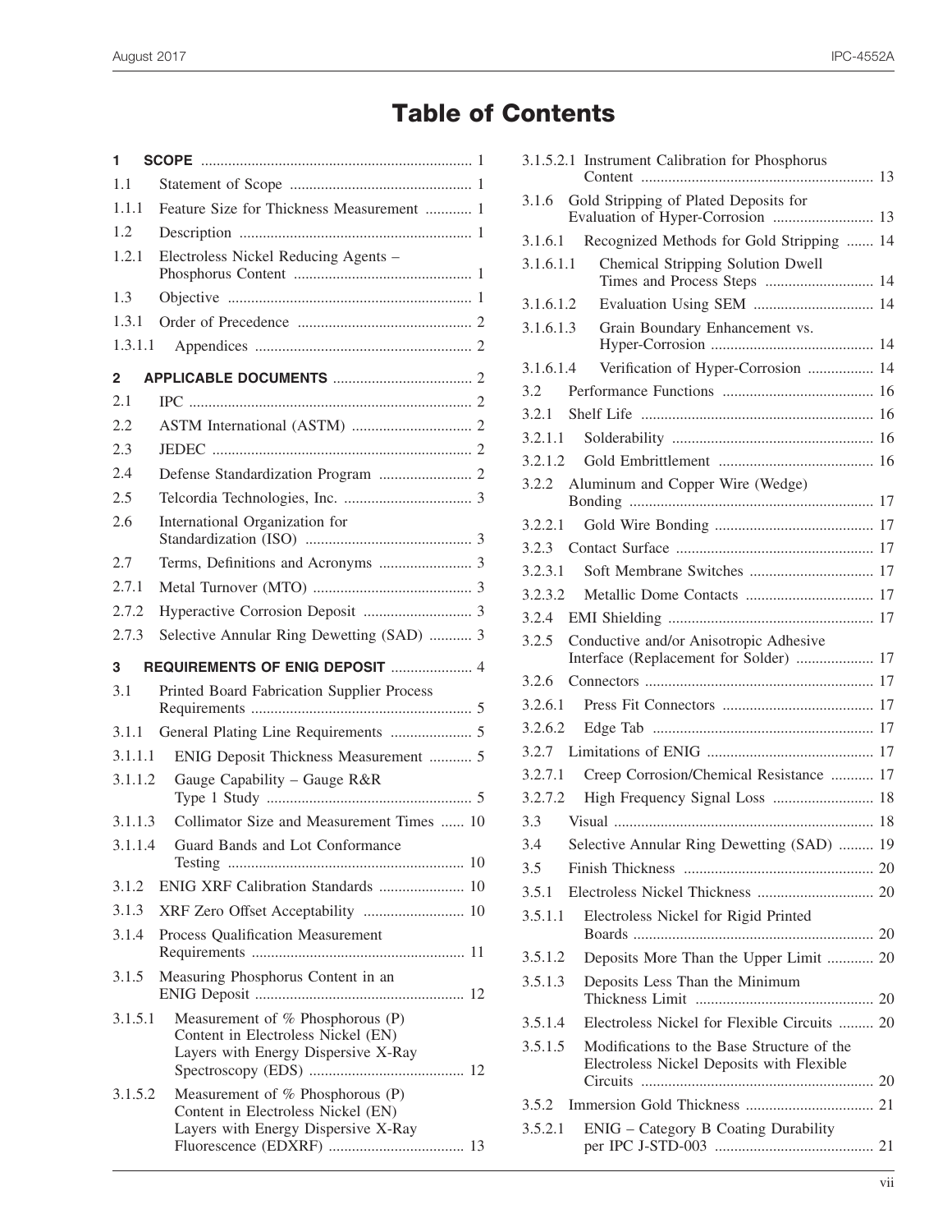# Table of Contents

**1 SCOPE** ..................................................................... 1

1.1 Statement of Scope ............................................... 1

1.1.1 Feature Size for Thickness Measurement ............ 1

1.2 Description ............................................................ 1

1.2.1 Electroless Nickel Reducing Agents – Phosphorus Content .............................................. 1

1.3 Objective ............................................................... 1

1.3.1 Order of Precedence ............................................. 2

1.3.1.1 Appendices ........................................................ 2

**2 APPLICABLE DOCUMENTS** .................................... 2

2.1 IPC ......................................................................... 2

2.2 ASTM International (ASTM) ............................... 2

2.3 JEDEC ................................................................... 2

2.4 Defense Standardization Program ........................ 2

2.5 Telcordia Technologies, Inc. ................................. 3

2.6 International Organization for Standardization (ISO) ........................................... 3

2.7 Terms, Definitions and Acronyms ........................ 3

2.7.1 Metal Turnover (MTO) ......................................... 3

2.7.2 Hyperactive Corrosion Deposit ............................ 3

2.7.3 Selective Annular Ring Dewetting (SAD) ........... 3

**3 REQUIREMENTS OF ENIG DEPOSIT** ..................... 4

3.1 Printed Board Fabrication Supplier Process Requirements ......................................................... 5

3.1.1 General Plating Line Requirements ..................... 5

3.1.1.1 ENIG Deposit Thickness Measurement ........... 5

3.1.1.2 Gauge Capability – Gauge R&R Type 1 Study ..................................................... 5

3.1.1.3 Collimator Size and Measurement Times ...... 10

3.1.1.4 Guard Bands and Lot Conformance Testing ............................................................. 10

3.1.2 ENIG XRF Calibration Standards ...................... 10

3.1.3 XRF Zero Offset Acceptability .......................... 10

3.1.4 Process Qualification Measurement Requirements ....................................................... 11

3.1.5 Measuring Phosphorus Content in an ENIG Deposit ...................................................... 12

3.1.5.1 Measurement of % Phosphorous (P) Content in Electroless Nickel (EN) Layers with Energy Dispersive X-Ray Spectroscopy (EDS) ........................................ 12

3.1.5.2 Measurement of % Phosphorous (P) Content in Electroless Nickel (EN) Layers with Energy Dispersive X-Ray Fluorescence (EDXRF) ................................... 13

3.1.5.2.1 Instrument Calibration for Phosphorus Content ............................................................ 13

3.1.6 Gold Stripping of Plated Deposits for Evaluation of Hyper-Corrosion .......................... 13

3.1.6.1 Recognized Methods for Gold Stripping ....... 14

3.1.6.1.1 Chemical Stripping Solution Dwell Times and Process Steps ............................ 14

3.1.6.1.2 Evaluation Using SEM ............................... 14

3.1.6.1.3 Grain Boundary Enhancement vs. Hyper-Corrosion .......................................... 14

3.1.6.1.4 Verification of Hyper-Corrosion ................. 14

3.2 Performance Functions ....................................... 16

3.2.1 Shelf Life ............................................................ 16

3.2.1.1 Solderability .................................................... 16

3.2.1.2 Gold Embrittlement ........................................ 16

3.2.2 Aluminum and Copper Wire (Wedge) Bonding ............................................................... 17

3.2.2.1 Gold Wire Bonding ......................................... 17

3.2.3 Contact Surface ................................................... 17

3.2.3.1 Soft Membrane Switches ................................ 17

3.2.3.2 Metallic Dome Contacts ................................. 17

3.2.4 EMI Shielding ..................................................... 17

3.2.5 Conductive and/or Anisotropic Adhesive Interface (Replacement for Solder) .................... 17

3.2.6 Connectors ........................................................... 17

3.2.6.1 Press Fit Connectors ....................................... 17

3.2.6.2 Edge Tab ......................................................... 17

3.2.7 Limitations of ENIG ........................................... 17

3.2.7.1 Creep Corrosion/Chemical Resistance ........... 17

3.2.7.2 High Frequency Signal Loss .......................... 18

3.3 Visual ................................................................... 18

3.4 Selective Annular Ring Dewetting (SAD) ......... 19

3.5 Finish Thickness ................................................. 20

3.5.1 Electroless Nickel Thickness .............................. 20

3.5.1.1 Electroless Nickel for Rigid Printed Boards .............................................................. 20

3.5.1.2 Deposits More Than the Upper Limit ............ 20

3.5.1.3 Deposits Less Than the Minimum Thickness Limit .............................................. 20

3.5.1.4 Electroless Nickel for Flexible Circuits ......... 20

3.5.1.5 Modifications to the Base Structure of the Electroless Nickel Deposits with Flexible Circuits ............................................................ 20

3.5.2 Immersion Gold Thickness ................................. 21

3.5.2.1 ENIG – Category B Coating Durability per IPC J-STD-003 ......................................... 21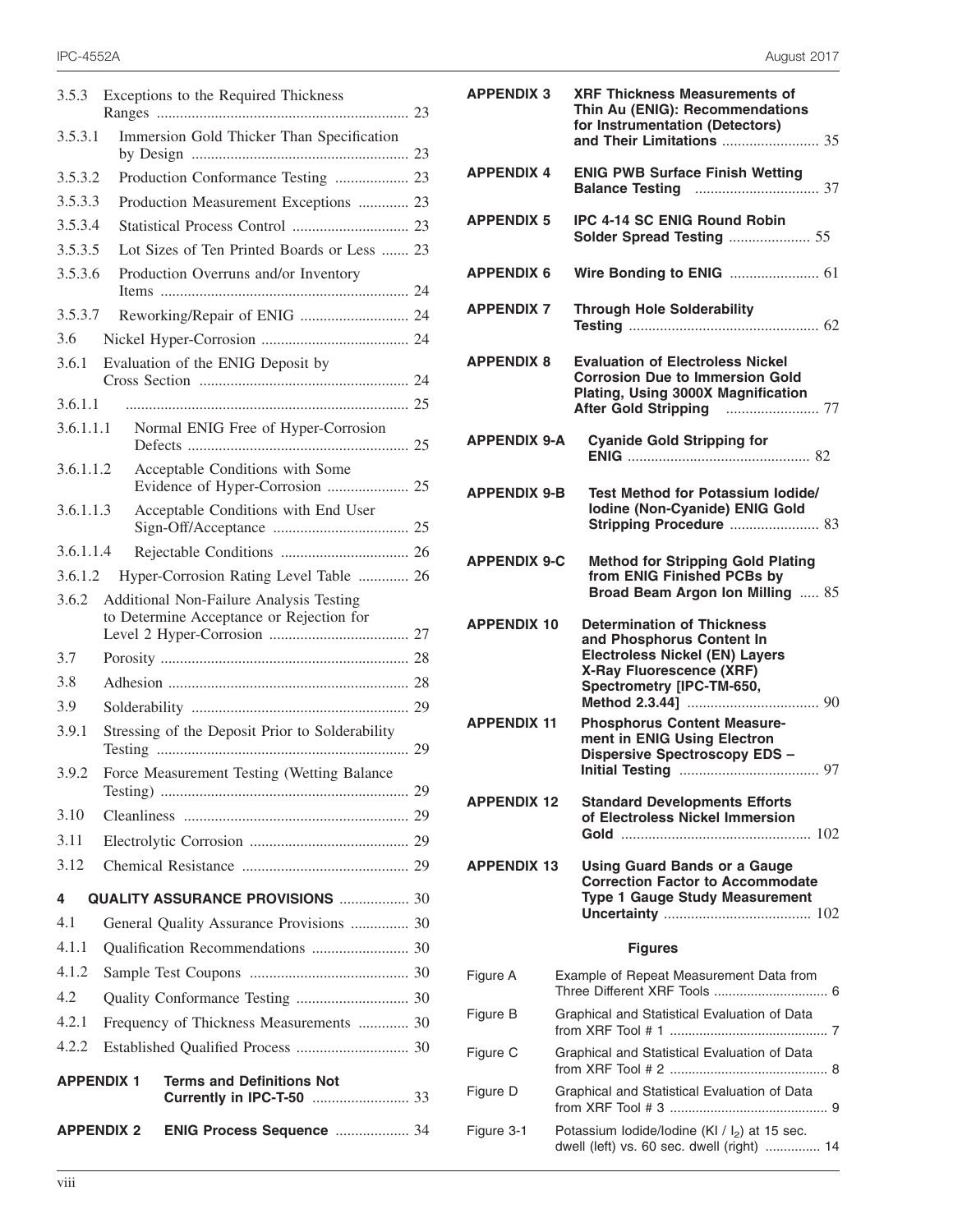3.5.3 Exceptions to the Required Thickness Ranges ... 23

3.5.3.1 Immersion Gold Thicker Than Specification by Design ... 23

3.5.3.2 Production Conformance Testing ... 23

3.5.3.3 Production Measurement Exceptions ... 23

3.5.3.4 Statistical Process Control ... 23

3.5.3.5 Lot Sizes of Ten Printed Boards or Less ... 23

3.5.3.6 Production Overruns and/or Inventory Items ... 24

3.5.3.7 Reworking/Repair of ENIG ... 24

3.6 Nickel Hyper-Corrosion ... 24

3.6.1 Evaluation of the ENIG Deposit by Cross Section ... 24

3.6.1.1 ... 25

3.6.1.1.1 Normal ENIG Free of Hyper-Corrosion Defects ... 25

3.6.1.1.2 Acceptable Conditions with Some Evidence of Hyper-Corrosion ... 25

3.6.1.1.3 Acceptable Conditions with End User Sign-Off/Acceptance ... 25

3.6.1.1.4 Rejectable Conditions ... 26

3.6.1.2 Hyper-Corrosion Rating Level Table ... 26

3.6.2 Additional Non-Failure Analysis Testing to Determine Acceptance or Rejection for Level 2 Hyper-Corrosion ... 27

3.7 Porosity ... 28

3.8 Adhesion ... 28

3.9 Solderability ... 29

3.9.1 Stressing of the Deposit Prior to Solderability Testing ... 29

3.9.2 Force Measurement Testing (Wetting Balance Testing) ... 29

3.10 Cleanliness ... 29

3.11 Electrolytic Corrosion ... 29

3.12 Chemical Resistance ... 29

**4 QUALITY ASSURANCE PROVISIONS ... 30**

4.1 General Quality Assurance Provisions ... 30

4.1.1 Qualification Recommendations ... 30

4.1.2 Sample Test Coupons ... 30

4.2 Quality Conformance Testing ... 30

4.2.1 Frequency of Thickness Measurements ... 30

4.2.2 Established Qualified Process ... 30

**APPENDIX 1 Terms and Definitions Not Currently in IPC-T-50 ... 33**

**APPENDIX 2 ENIG Process Sequence ... 34**

**APPENDIX 3 XRF Thickness Measurements of Thin Au (ENIG): Recommendations for Instrumentation (Detectors) and Their Limitations ... 35**

**APPENDIX 4 ENIG PWB Surface Finish Wetting Balance Testing ... 37**

**APPENDIX 5 IPC 4-14 SC ENIG Round Robin Solder Spread Testing ... 55**

**APPENDIX 6 Wire Bonding to ENIG ... 61**

**APPENDIX 7 Through Hole Solderability Testing ... 62**

**APPENDIX 8 Evaluation of Electroless Nickel Corrosion Due to Immersion Gold Plating, Using 3000X Magnification After Gold Stripping ... 77**

**APPENDIX 9-A Cyanide Gold Stripping for ENIG ... 82**

**APPENDIX 9-B Test Method for Potassium Iodide/ Iodine (Non-Cyanide) ENIG Gold Stripping Procedure ... 83**

**APPENDIX 9-C Method for Stripping Gold Plating from ENIG Finished PCBs by Broad Beam Argon Ion Milling ... 85**

**APPENDIX 10 Determination of Thickness and Phosphorus Content In Electroless Nickel (EN) Layers X-Ray Fluorescence (XRF) Spectrometry [IPC-TM-650, Method 2.3.44] ... 90**

**APPENDIX 11 Phosphorus Content Measurement in ENIG Using Electron Dispersive Spectroscopy EDS – Initial Testing ... 97**

**APPENDIX 12 Standard Developments Efforts of Electroless Nickel Immersion Gold ... 102**

**APPENDIX 13 Using Guard Bands or a Gauge Correction Factor to Accommodate Type 1 Gauge Study Measurement Uncertainty ... 102**

**Figures**

Figure A Example of Repeat Measurement Data from Three Different XRF Tools ... 6

Figure B Graphical and Statistical Evaluation of Data from XRF Tool # 1 ... 7

Figure C Graphical and Statistical Evaluation of Data from XRF Tool # 2 ... 8

Figure D Graphical and Statistical Evaluation of Data from XRF Tool # 3 ... 9

Figure 3-1 Potassium Iodide/Iodine (KI / $I_2$) at 15 sec. dwell (left) vs. 60 sec. dwell (right) ... 14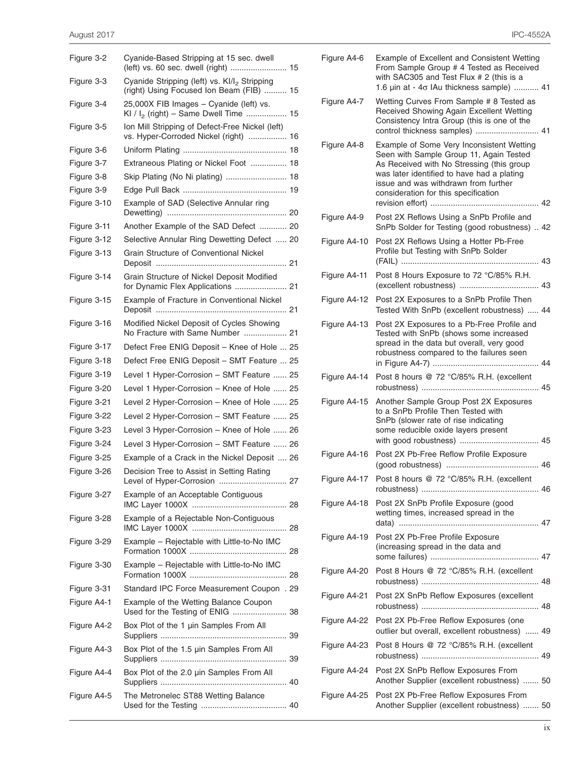| | | |
|---|---|---|
| Figure 3-2 | Cyanide-Based Stripping at 15 sec. dwell (left) vs. 60 sec. dwell (right) | 15 |
| Figure 3-3 | Cyanide Stripping (left) vs. $KI/I_2$ Stripping (right) Using Focused Ion Beam (FIB) | 15 |
| Figure 3-4 | 25,000X FIB Images – Cyanide (left) vs. $KI / I_2$ (right) – Same Dwell Time | 15 |
| Figure 3-5 | Ion Mill Stripping of Defect-Free Nickel (left) vs. Hyper-Corroded Nickel (right) | 16 |
| Figure 3-6 | Uniform Plating | 18 |
| Figure 3-7 | Extraneous Plating or Nickel Foot | 18 |
| Figure 3-8 | Skip Plating (No Ni plating) | 18 |
| Figure 3-9 | Edge Pull Back | 19 |
| Figure 3-10 | Example of SAD (Selective Annular ring Dewetting) | 20 |
| Figure 3-11 | Another Example of the SAD Defect | 20 |
| Figure 3-12 | Selective Annular Ring Dewetting Defect | 20 |
| Figure 3-13 | Grain Structure of Conventional Nickel Deposit | 21 |
| Figure 3-14 | Grain Structure of Nickel Deposit Modified for Dynamic Flex Applications | 21 |
| Figure 3-15 | Example of Fracture in Conventional Nickel Deposit | 21 |
| Figure 3-16 | Modified Nickel Deposit of Cycles Showing No Fracture with Same Number | 21 |
| Figure 3-17 | Defect Free ENIG Deposit – Knee of Hole | 25 |
| Figure 3-18 | Defect Free ENIG Deposit – SMT Feature | 25 |
| Figure 3-19 | Level 1 Hyper-Corrosion – SMT Feature | 25 |
| Figure 3-20 | Level 1 Hyper-Corrosion – Knee of Hole | 25 |
| Figure 3-21 | Level 2 Hyper-Corrosion – Knee of Hole | 25 |
| Figure 3-22 | Level 2 Hyper-Corrosion – SMT Feature | 25 |
| Figure 3-23 | Level 3 Hyper-Corrosion – Knee of Hole | 26 |
| Figure 3-24 | Level 3 Hyper-Corrosion – SMT Feature | 26 |
| Figure 3-25 | Example of a Crack in the Nickel Deposit | 26 |
| Figure 3-26 | Decision Tree to Assist in Setting Rating Level of Hyper-Corrosion | 27 |
| Figure 3-27 | Example of an Acceptable Contiguous IMC Layer 1000X | 28 |
| Figure 3-28 | Example of a Rejectable Non-Contiguous IMC Layer 1000X | 28 |
| Figure 3-29 | Example – Rejectable with Little-to-No IMC Formation 1000X | 28 |
| Figure 3-30 | Example – Rejectable with Little-to-No IMC Formation 1000X | 28 |
| Figure 3-31 | Standard IPC Force Measurement Coupon | 29 |
| Figure A4-1 | Example of the Wetting Balance Coupon Used for the Testing of ENIG | 38 |
| Figure A4-2 | Box Plot of the 1 µin Samples From All Suppliers | 39 |
| Figure A4-3 | Box Plot of the 1.5 µin Samples From All Suppliers | 39 |
| Figure A4-4 | Box Plot of the 2.0 µin Samples From All Suppliers | 40 |
| Figure A4-5 | The Metronelec ST88 Wetting Balance Used for the Testing | 40 |
| Figure A4-6 | Example of Excellent and Consistent Wetting From Sample Group # 4 Tested as Received with SAC305 and Test Flux # 2 (this is a 1.6 µin at - 4σ IAu thickness sample) | 41 |
| Figure A4-7 | Wetting Curves From Sample # 8 Tested as Received Showing Again Excellent Wetting Consistency Intra Group (this is one of the control thickness samples) | 41 |
| Figure A4-8 | Example of Some Very Inconsistent Wetting Seen with Sample Group 11, Again Tested As Received with No Stressing (this group was later identified to have had a plating issue and was withdrawn from further consideration for this specification revision effort) | 42 |
| Figure A4-9 | Post 2X Reflows Using a SnPb Profile and SnPb Solder for Testing (good robustness) | 42 |
| Figure A4-10 | Post 2X Reflows Using a Hotter Pb-Free Profile but Testing with SnPb Solder (FAIL) | 43 |
| Figure A4-11 | Post 8 Hours Exposure to 72 °C/85% R.H. (excellent robustness) | 43 |
| Figure A4-12 | Post 2X Exposures to a SnPb Profile Then Tested With SnPb (excellent robustness) | 44 |
| Figure A4-13 | Post 2X Exposures to a Pb-Free Profile and Tested with SnPb (shows some increased spread in the data but overall, very good robustness compared to the failures seen in Figure A4-7) | 44 |
| Figure A4-14 | Post 8 hours @ 72 °C/85% R.H. (excellent robustness) | 45 |
| Figure A4-15 | Another Sample Group Post 2X Exposures to a SnPb Profile Then Tested with SnPb (slower rate of rise indicating some reducible oxide layers present with good robustness) | 45 |
| Figure A4-16 | Post 2X Pb-Free Reflow Profile Exposure (good robustness) | 46 |
| Figure A4-17 | Post 8 hours @ 72 °C/85% R.H. (excellent robustness) | 46 |
| Figure A4-18 | Post 2X SnPb Profile Exposure (good wetting times, increased spread in the data) | 47 |
| Figure A4-19 | Post 2X Pb-Free Profile Exposure (increasing spread in the data and some failures) | 47 |
| Figure A4-20 | Post 8 Hours @ 72 °C/85% R.H. (excellent robustness) | 48 |
| Figure A4-21 | Post 2X SnPb Reflow Exposures (excellent robustness) | 48 |
| Figure A4-22 | Post 2X Pb-Free Reflow Exposures (one outlier but overall, excellent robustness) | 49 |
| Figure A4-23 | Post 8 Hours @ 72 °C/85% R.H. (excellent robustness) | 49 |
| Figure A4-24 | Post 2X SnPb Reflow Exposures From Another Supplier (excellent robustness) | 50 |
| Figure A4-25 | Post 2X Pb-Free Reflow Exposures From Another Supplier (excellent robustness) | 50 |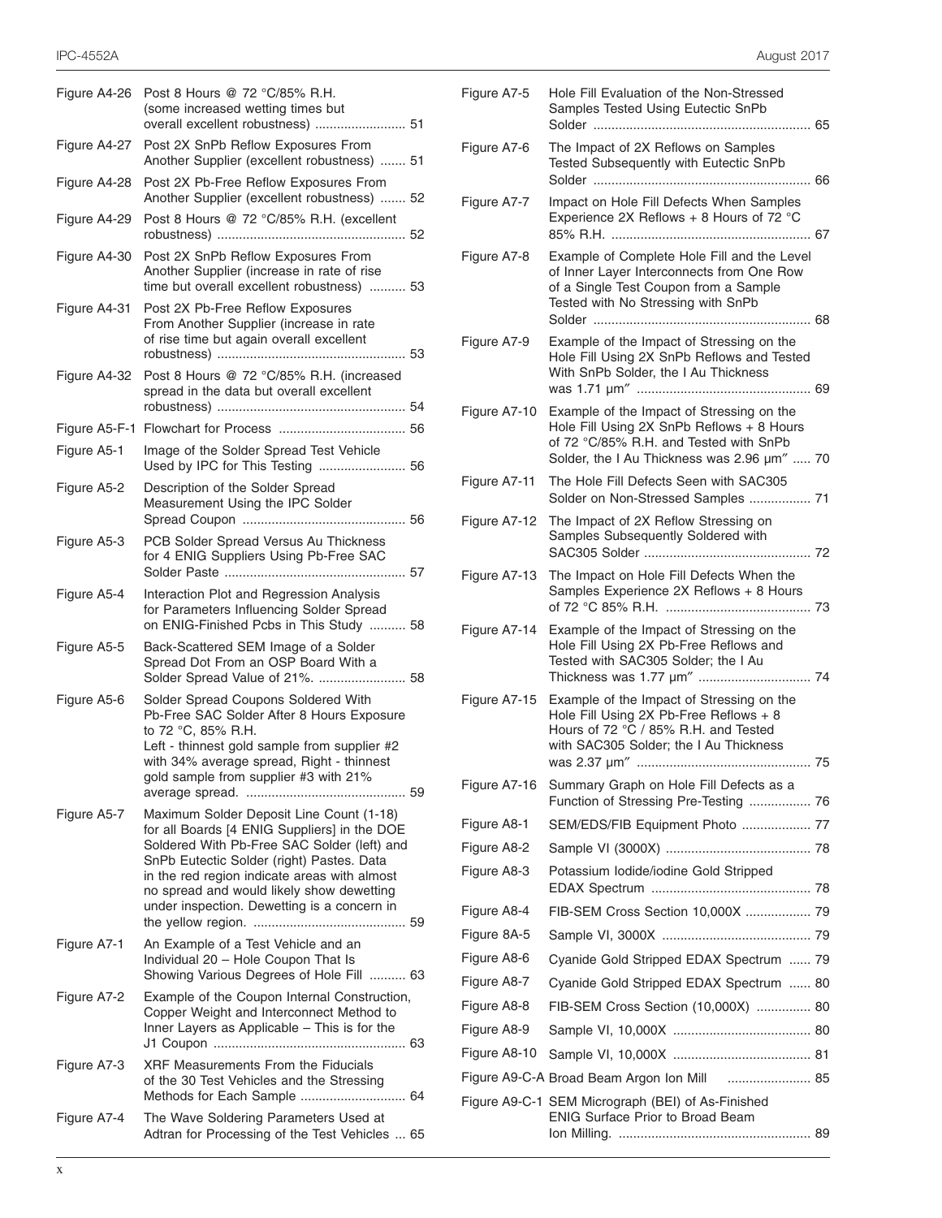| | | |
|---|---|---|
| Figure A4-26 | Post 8 Hours @ 72 °C/85% R.H. (some increased wetting times but overall excellent robustness) | 51 |
| Figure A4-27 | Post 2X SnPb Reflow Exposures From Another Supplier (excellent robustness) | 51 |
| Figure A4-28 | Post 2X Pb-Free Reflow Exposures From Another Supplier (excellent robustness) | 52 |
| Figure A4-29 | Post 8 Hours @ 72 °C/85% R.H. (excellent robustness) | 52 |
| Figure A4-30 | Post 2X SnPb Reflow Exposures From Another Supplier (increase in rate of rise time but overall excellent robustness) | 53 |
| Figure A4-31 | Post 2X Pb-Free Reflow Exposures From Another Supplier (increase in rate of rise time but again overall excellent robustness) | 53 |
| Figure A4-32 | Post 8 Hours @ 72 °C/85% R.H. (increased spread in the data but overall excellent robustness) | 54 |
| Figure A5-F-1 | Flowchart for Process | 56 |
| Figure A5-1 | Image of the Solder Spread Test Vehicle Used by IPC for This Testing | 56 |
| Figure A5-2 | Description of the Solder Spread Measurement Using the IPC Solder Spread Coupon | 56 |
| Figure A5-3 | PCB Solder Spread Versus Au Thickness for 4 ENIG Suppliers Using Pb-Free SAC Solder Paste | 57 |
| Figure A5-4 | Interaction Plot and Regression Analysis for Parameters Influencing Solder Spread on ENIG-Finished Pcbs in This Study | 58 |
| Figure A5-5 | Back-Scattered SEM Image of a Solder Spread Dot From an OSP Board With a Solder Spread Value of 21%. | 58 |
| Figure A5-6 | Solder Spread Coupons Soldered With Pb-Free SAC Solder After 8 Hours Exposure to 72 °C, 85% R.H. Left - thinnest gold sample from supplier #2 with 34% average spread, Right - thinnest gold sample from supplier #3 with 21% average spread. | 59 |
| Figure A5-7 | Maximum Solder Deposit Line Count (1-18) for all Boards [4 ENIG Suppliers] in the DOE Soldered With Pb-Free SAC Solder (left) and SnPb Eutectic Solder (right) Pastes. Data in the red region indicate areas with almost no spread and would likely show dewetting under inspection. Dewetting is a concern in the yellow region. | 59 |
| Figure A7-1 | An Example of a Test Vehicle and an Individual 20 – Hole Coupon That Is Showing Various Degrees of Hole Fill | 63 |
| Figure A7-2 | Example of the Coupon Internal Construction, Copper Weight and Interconnect Method to Inner Layers as Applicable – This is for the J1 Coupon | 63 |
| Figure A7-3 | XRF Measurements From the Fiducials of the 30 Test Vehicles and the Stressing Methods for Each Sample | 64 |
| Figure A7-4 | The Wave Soldering Parameters Used at Adtran for Processing of the Test Vehicles | 65 |
| Figure A7-5 | Hole Fill Evaluation of the Non-Stressed Samples Tested Using Eutectic SnPb Solder | 65 |
| Figure A7-6 | The Impact of 2X Reflows on Samples Tested Subsequently with Eutectic SnPb Solder | 66 |
| Figure A7-7 | Impact on Hole Fill Defects When Samples Experience 2X Reflows + 8 Hours of 72 °C 85% R.H. | 67 |
| Figure A7-8 | Example of Complete Hole Fill and the Level of Inner Layer Interconnects from One Row of a Single Test Coupon from a Sample Tested with No Stressing with SnPb Solder | 68 |
| Figure A7-9 | Example of the Impact of Stressing on the Hole Fill Using 2X SnPb Reflows and Tested With SnPb Solder, the I Au Thickness was 1.71 µm″ | 69 |
| Figure A7-10 | Example of the Impact of Stressing on the Hole Fill Using 2X SnPb Reflows + 8 Hours of 72 °C/85% R.H. and Tested with SnPb Solder, the I Au Thickness was 2.96 µm″ | 70 |
| Figure A7-11 | The Hole Fill Defects Seen with SAC305 Solder on Non-Stressed Samples | 71 |
| Figure A7-12 | The Impact of 2X Reflow Stressing on Samples Subsequently Soldered with SAC305 Solder | 72 |
| Figure A7-13 | The Impact on Hole Fill Defects When the Samples Experience 2X Reflows + 8 Hours of 72 °C 85% R.H. | 73 |
| Figure A7-14 | Example of the Impact of Stressing on the Hole Fill Using 2X Pb-Free Reflows and Tested with SAC305 Solder; the I Au Thickness was 1.77 µm″ | 74 |
| Figure A7-15 | Example of the Impact of Stressing on the Hole Fill Using 2X Pb-Free Reflows + 8 Hours of 72 °C / 85% R.H. and Tested with SAC305 Solder; the I Au Thickness was 2.37 µm″ | 75 |
| Figure A7-16 | Summary Graph on Hole Fill Defects as a Function of Stressing Pre-Testing | 76 |
| Figure A8-1 | SEM/EDS/FIB Equipment Photo | 77 |
| Figure A8-2 | Sample VI (3000X) | 78 |
| Figure A8-3 | Potassium Iodide/iodine Gold Stripped EDAX Spectrum | 78 |
| Figure A8-4 | FIB-SEM Cross Section 10,000X | 79 |
| Figure 8A-5 | Sample VI, 3000X | 79 |
| Figure A8-6 | Cyanide Gold Stripped EDAX Spectrum | 79 |
| Figure A8-7 | Cyanide Gold Stripped EDAX Spectrum | 80 |
| Figure A8-8 | FIB-SEM Cross Section (10,000X) | 80 |
| Figure A8-9 | Sample VI, 10,000X | 80 |
| Figure A8-10 | Sample VI, 10,000X | 81 |
| Figure A9-C-A | Broad Beam Argon Ion Mill | 85 |
| Figure A9-C-1 | SEM Micrograph (BEI) of As-Finished ENIG Surface Prior to Broad Beam Ion Milling. | 89 |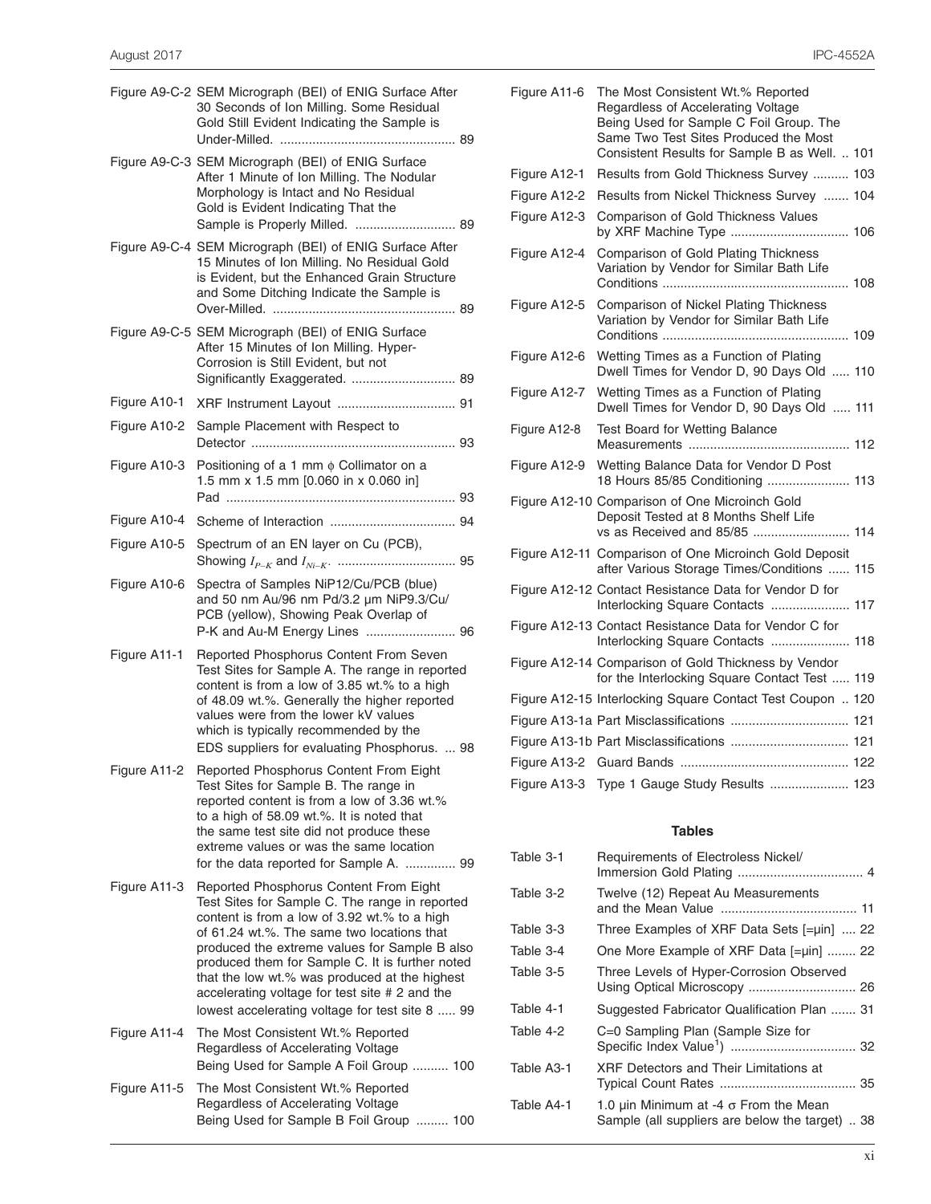Figure A9-C-2 SEM Micrograph (BEI) of ENIG Surface After 30 Seconds of Ion Milling. Some Residual Gold Still Evident Indicating the Sample is Under-Milled. ................................................ 89

Figure A9-C-3 SEM Micrograph (BEI) of ENIG Surface After 1 Minute of Ion Milling. The Nodular Morphology is Intact and No Residual Gold is Evident Indicating That the Sample is Properly Milled. ........................... 89

Figure A9-C-4 SEM Micrograph (BEI) of ENIG Surface After 15 Minutes of Ion Milling. No Residual Gold is Evident, but the Enhanced Grain Structure and Some Ditching Indicate the Sample is Over-Milled. .................................................. 89

Figure A9-C-5 SEM Micrograph (BEI) of ENIG Surface After 15 Minutes of Ion Milling. Hyper-Corrosion is Still Evident, but not Significantly Exaggerated. ............................ 89

Figure A10-1 XRF Instrument Layout ................................ 91

Figure A10-2 Sample Placement with Respect to Detector ........................................................ 93

Figure A10-3 Positioning of a 1 mm ϕ Collimator on a 1.5 mm x 1.5 mm [0.060 in x 0.060 in] Pad ............................................................... 93

Figure A10-4 Scheme of Interaction .................................. 94

Figure A10-5 Spectrum of an EN layer on Cu (PCB), Showing $I_{P-K}$ and $I_{Ni-K}$. ................................ 95

Figure A10-6 Spectra of Samples NiP12/Cu/PCB (blue) and 50 nm Au/96 nm Pd/3.2 µm NiP9.3/Cu/PCB (yellow), Showing Peak Overlap of P-K and Au-M Energy Lines ........................ 96

Figure A11-1 Reported Phosphorus Content From Seven Test Sites for Sample A. The range in reported content is from a low of 3.85 wt.% to a high of 48.09 wt.%. Generally the higher reported values were from the lower kV values which is typically recommended by the EDS suppliers for evaluating Phosphorus. ... 98

Figure A11-2 Reported Phosphorus Content From Eight Test Sites for Sample B. The range in reported content is from a low of 3.36 wt.% to a high of 58.09 wt.%. It is noted that the same test site did not produce these extreme values or was the same location for the data reported for Sample A. ............. 99

Figure A11-3 Reported Phosphorus Content From Eight Test Sites for Sample C. The range in reported content is from a low of 3.92 wt.% to a high of 61.24 wt.%. The same two locations that produced the extreme values for Sample B also produced them for Sample C. It is further noted that the low wt.% was produced at the highest accelerating voltage for test site # 2 and the lowest accelerating voltage for test site 8 ..... 99

Figure A11-4 The Most Consistent Wt.% Reported Regardless of Accelerating Voltage Being Used for Sample A Foil Group .......... 100

Figure A11-5 The Most Consistent Wt.% Reported Regardless of Accelerating Voltage Being Used for Sample B Foil Group ......... 100

Figure A11-6 The Most Consistent Wt.% Reported Regardless of Accelerating Voltage Being Used for Sample C Foil Group. The Same Two Test Sites Produced the Most Consistent Results for Sample B as Well. .. 101

Figure A12-1 Results from Gold Thickness Survey .......... 103

Figure A12-2 Results from Nickel Thickness Survey ....... 104

Figure A12-3 Comparison of Gold Thickness Values by XRF Machine Type ................................. 106

Figure A12-4 Comparison of Gold Plating Thickness Variation by Vendor for Similar Bath Life Conditions .................................................... 108

Figure A12-5 Comparison of Nickel Plating Thickness Variation by Vendor for Similar Bath Life Conditions .................................................... 109

Figure A12-6 Wetting Times as a Function of Plating Dwell Times for Vendor D, 90 Days Old ..... 110

Figure A12-7 Wetting Times as a Function of Plating Dwell Times for Vendor D, 90 Days Old ..... 111

Figure A12-8 Test Board for Wetting Balance Measurements ............................................. 112

Figure A12-9 Wetting Balance Data for Vendor D Post 18 Hours 85/85 Conditioning ....................... 113

Figure A12-10 Comparison of One Microinch Gold Deposit Tested at 8 Months Shelf Life vs as Received and 85/85 ........................... 114

Figure A12-11 Comparison of One Microinch Gold Deposit after Various Storage Times/Conditions ...... 115

Figure A12-12 Contact Resistance Data for Vendor D for Interlocking Square Contacts ...................... 117

Figure A12-13 Contact Resistance Data for Vendor C for Interlocking Square Contacts ...................... 118

Figure A12-14 Comparison of Gold Thickness by Vendor for the Interlocking Square Contact Test ..... 119

Figure A12-15 Interlocking Square Contact Test Coupon .. 120

Figure A13-1a Part Misclassifications ................................ 121

Figure A13-1b Part Misclassifications ................................ 121

Figure A13-2 Guard Bands ............................................... 122

Figure A13-3 Type 1 Gauge Study Results ...................... 123

**Tables**

Table 3-1 Requirements of Electroless Nickel/ Immersion Gold Plating ................................... 4

Table 3-2 Twelve (12) Repeat Au Measurements and the Mean Value ...................................... 11

Table 3-3 Three Examples of XRF Data Sets [=µin] .... 22

Table 3-4 One More Example of XRF Data [=µin] ........ 22

Table 3-5 Three Levels of Hyper-Corrosion Observed Using Optical Microscopy .............................. 26

Table 4-1 Suggested Fabricator Qualification Plan ....... 31

Table 4-2 C=0 Sampling Plan (Sample Size for Specific Index Value[1]) .................................. 32

Table A3-1 XRF Detectors and Their Limitations at Typical Count Rates ...................................... 35

Table A4-1 1.0 µin Minimum at -4 σ From the Mean Sample (all suppliers are below the target) .. 38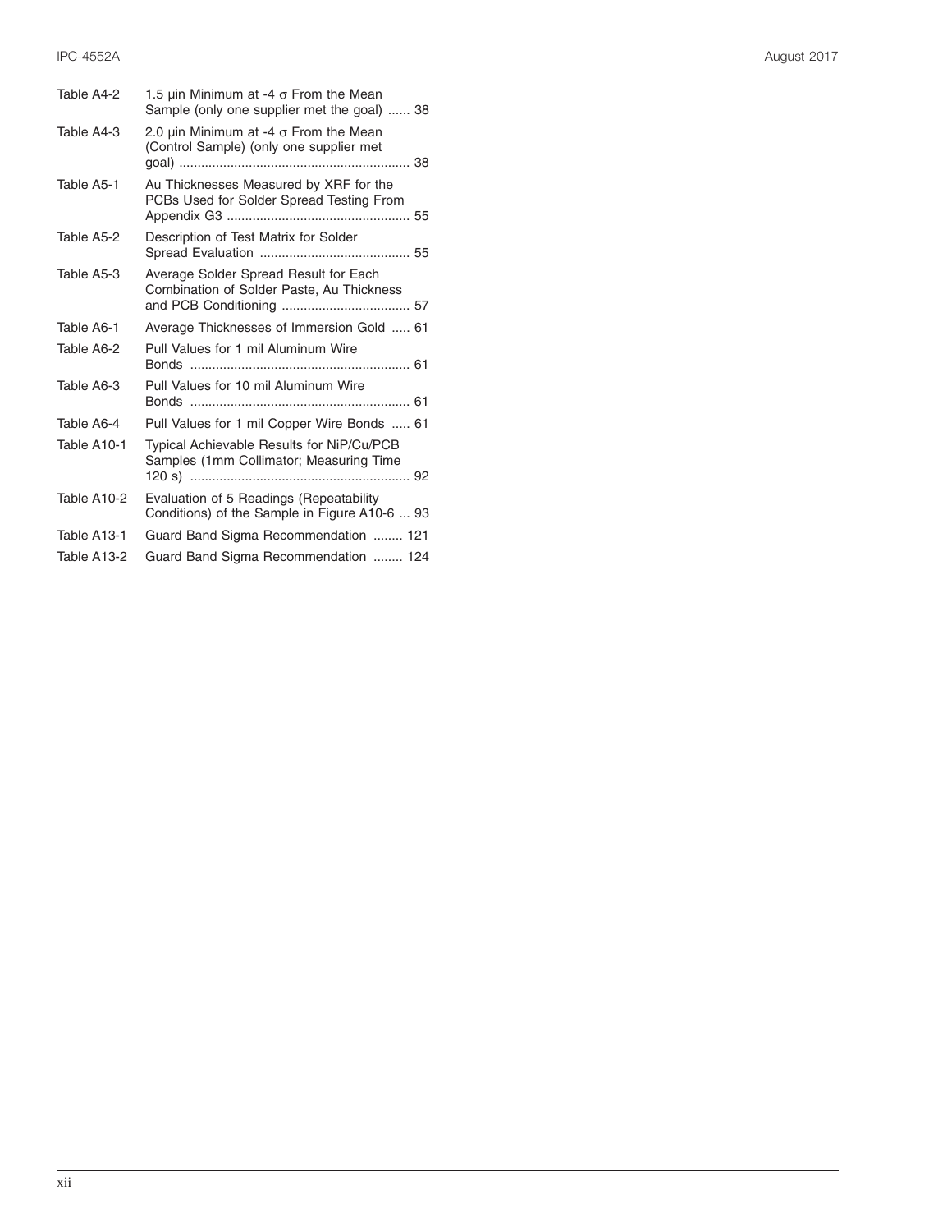| | | |
|---|---|---|
| Table A4-2 | 1.5 µin Minimum at -4 σ From the Mean Sample (only one supplier met the goal) | 38 |
| Table A4-3 | 2.0 µin Minimum at -4 σ From the Mean (Control Sample) (only one supplier met goal) | 38 |
| Table A5-1 | Au Thicknesses Measured by XRF for the PCBs Used for Solder Spread Testing From Appendix G3 | 55 |
| Table A5-2 | Description of Test Matrix for Solder Spread Evaluation | 55 |
| Table A5-3 | Average Solder Spread Result for Each Combination of Solder Paste, Au Thickness and PCB Conditioning | 57 |
| Table A6-1 | Average Thicknesses of Immersion Gold | 61 |
| Table A6-2 | Pull Values for 1 mil Aluminum Wire Bonds | 61 |
| Table A6-3 | Pull Values for 10 mil Aluminum Wire Bonds | 61 |
| Table A6-4 | Pull Values for 1 mil Copper Wire Bonds | 61 |
| Table A10-1 | Typical Achievable Results for NiP/Cu/PCB Samples (1mm Collimator; Measuring Time 120 s) | 92 |
| Table A10-2 | Evaluation of 5 Readings (Repeatability Conditions) of the Sample in Figure A10-6 | 93 |
| Table A13-1 | Guard Band Sigma Recommendation | 121 |
| Table A13-2 | Guard Band Sigma Recommendation | 124 |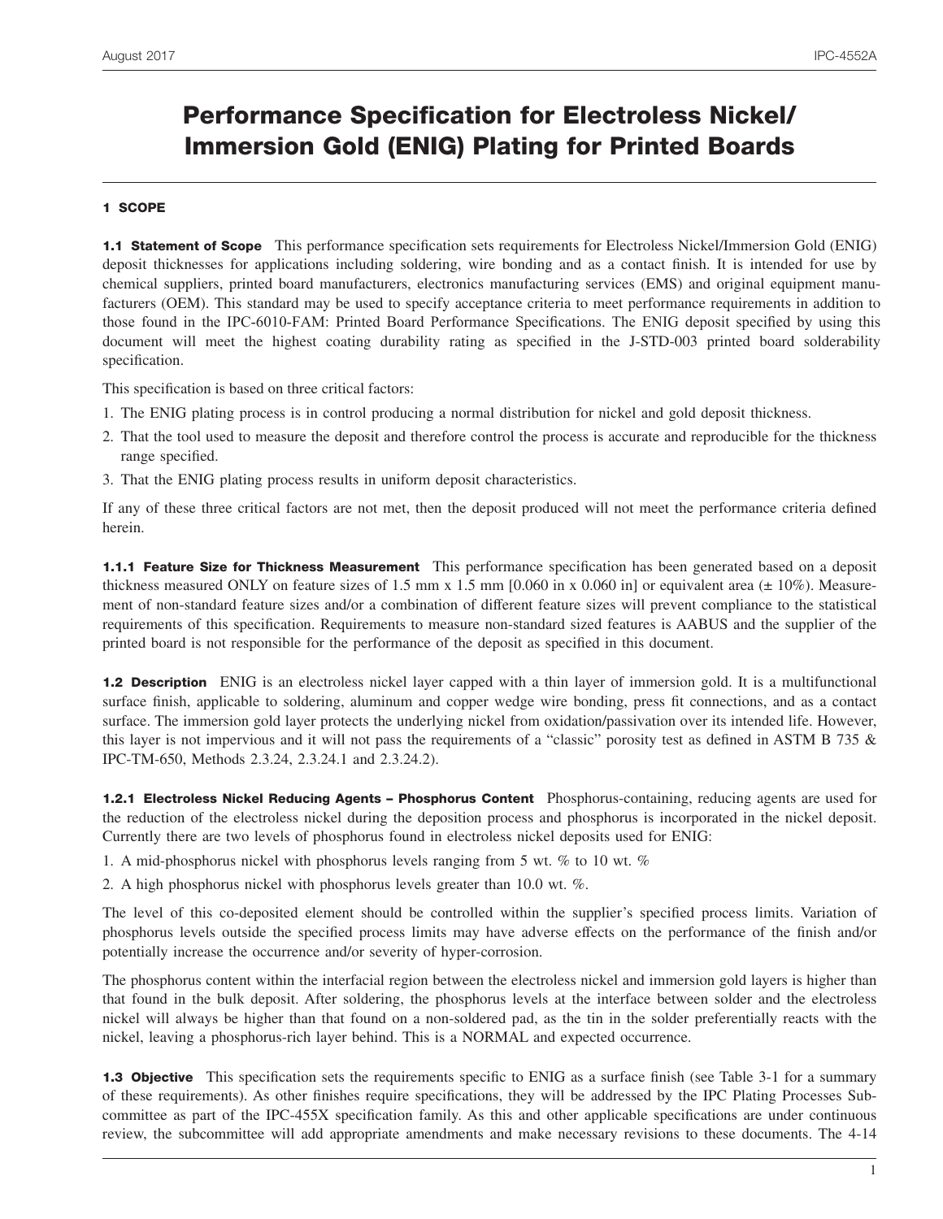# Performance Specification for Electroless Nickel/ Immersion Gold (ENIG) Plating for Printed Boards

## 1 SCOPE

**1.1 Statement of Scope** This performance specification sets requirements for Electroless Nickel/Immersion Gold (ENIG) deposit thicknesses for applications including soldering, wire bonding and as a contact finish. It is intended for use by chemical suppliers, printed board manufacturers, electronics manufacturing services (EMS) and original equipment manufacturers (OEM). This standard may be used to specify acceptance criteria to meet performance requirements in addition to those found in the IPC-6010-FAM: Printed Board Performance Specifications. The ENIG deposit specified by using this document will meet the highest coating durability rating as specified in the J-STD-003 printed board solderability specification.

This specification is based on three critical factors:

1. The ENIG plating process is in control producing a normal distribution for nickel and gold deposit thickness.
2. That the tool used to measure the deposit and therefore control the process is accurate and reproducible for the thickness range specified.
3. That the ENIG plating process results in uniform deposit characteristics.

If any of these three critical factors are not met, then the deposit produced will not meet the performance criteria defined herein.

**1.1.1 Feature Size for Thickness Measurement** This performance specification has been generated based on a deposit thickness measured ONLY on feature sizes of 1.5 mm x 1.5 mm [0.060 in x 0.060 in] or equivalent area (± 10%). Measurement of non-standard feature sizes and/or a combination of different feature sizes will prevent compliance to the statistical requirements of this specification. Requirements to measure non-standard sized features is AABUS and the supplier of the printed board is not responsible for the performance of the deposit as specified in this document.

**1.2 Description** ENIG is an electroless nickel layer capped with a thin layer of immersion gold. It is a multifunctional surface finish, applicable to soldering, aluminum and copper wedge wire bonding, press fit connections, and as a contact surface. The immersion gold layer protects the underlying nickel from oxidation/passivation over its intended life. However, this layer is not impervious and it will not pass the requirements of a "classic" porosity test as defined in ASTM B 735 & IPC-TM-650, Methods 2.3.24, 2.3.24.1 and 2.3.24.2).

**1.2.1 Electroless Nickel Reducing Agents – Phosphorus Content** Phosphorus-containing, reducing agents are used for the reduction of the electroless nickel during the deposition process and phosphorus is incorporated in the nickel deposit. Currently there are two levels of phosphorus found in electroless nickel deposits used for ENIG:

1. A mid-phosphorus nickel with phosphorus levels ranging from 5 wt. % to 10 wt. %
2. A high phosphorus nickel with phosphorus levels greater than 10.0 wt. %.

The level of this co-deposited element should be controlled within the supplier's specified process limits. Variation of phosphorus levels outside the specified process limits may have adverse effects on the performance of the finish and/or potentially increase the occurrence and/or severity of hyper-corrosion.

The phosphorus content within the interfacial region between the electroless nickel and immersion gold layers is higher than that found in the bulk deposit. After soldering, the phosphorus levels at the interface between solder and the electroless nickel will always be higher than that found on a non-soldered pad, as the tin in the solder preferentially reacts with the nickel, leaving a phosphorus-rich layer behind. This is a NORMAL and expected occurrence.

**1.3 Objective** This specification sets the requirements specific to ENIG as a surface finish (see Table 3-1 for a summary of these requirements). As other finishes require specifications, they will be addressed by the IPC Plating Processes Subcommittee as part of the IPC-455X specification family. As this and other applicable specifications are under continuous review, the subcommittee will add appropriate amendments and make necessary revisions to these documents. The 4-14